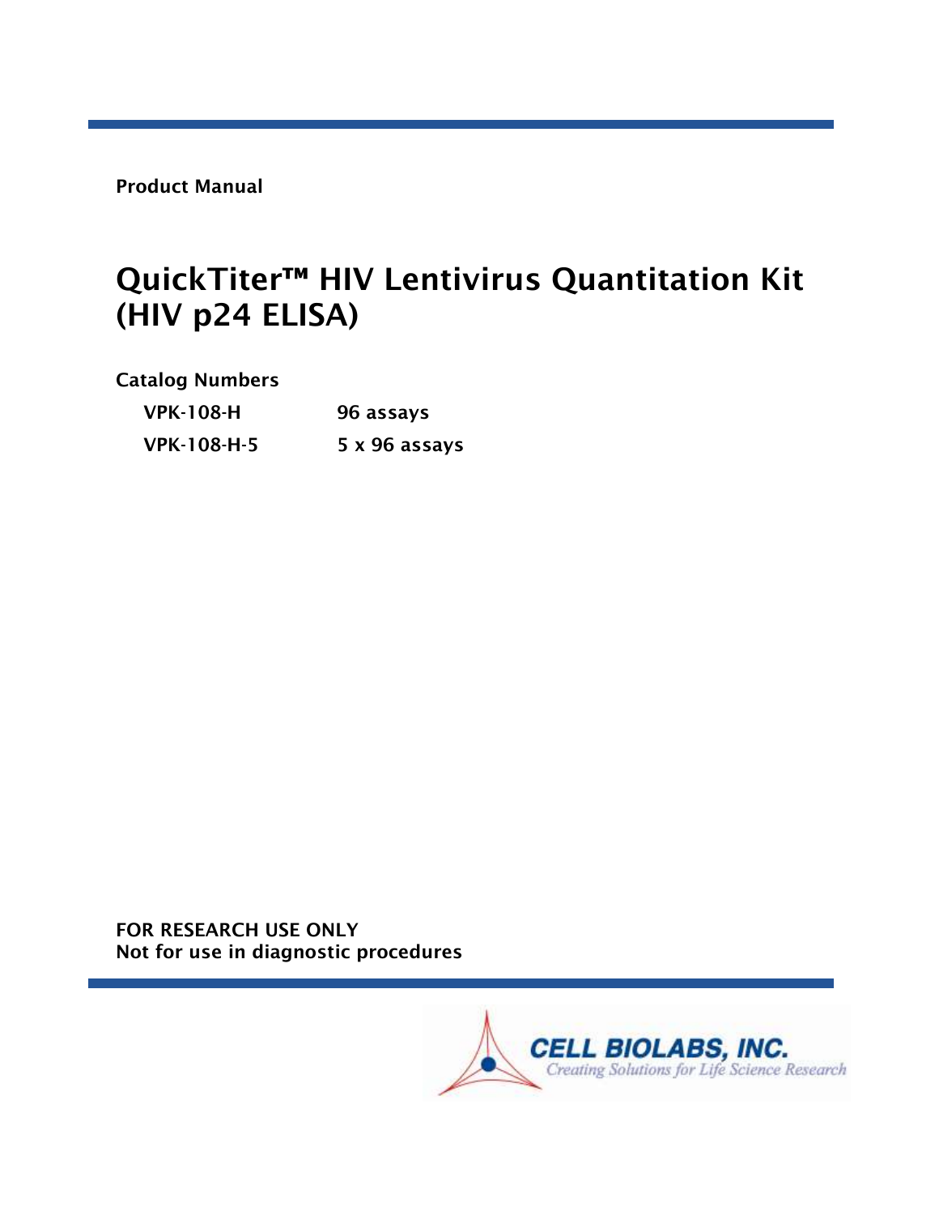**Product Manual**

# QuickTiter™ HIV Lentivirus Quantitation Kit (HIV p24 ELISA)

**Catalog Numbers**

| | |
|---|---|
| **VPK-108-H** | **96 assays** |
| **VPK-108-H-5** | **5 x 96 assays** |

**FOR RESEARCH USE ONLY**
**Not for use in diagnostic procedures**

**CELL BIOLABS, INC.**
*Creating Solutions for Life Science Research*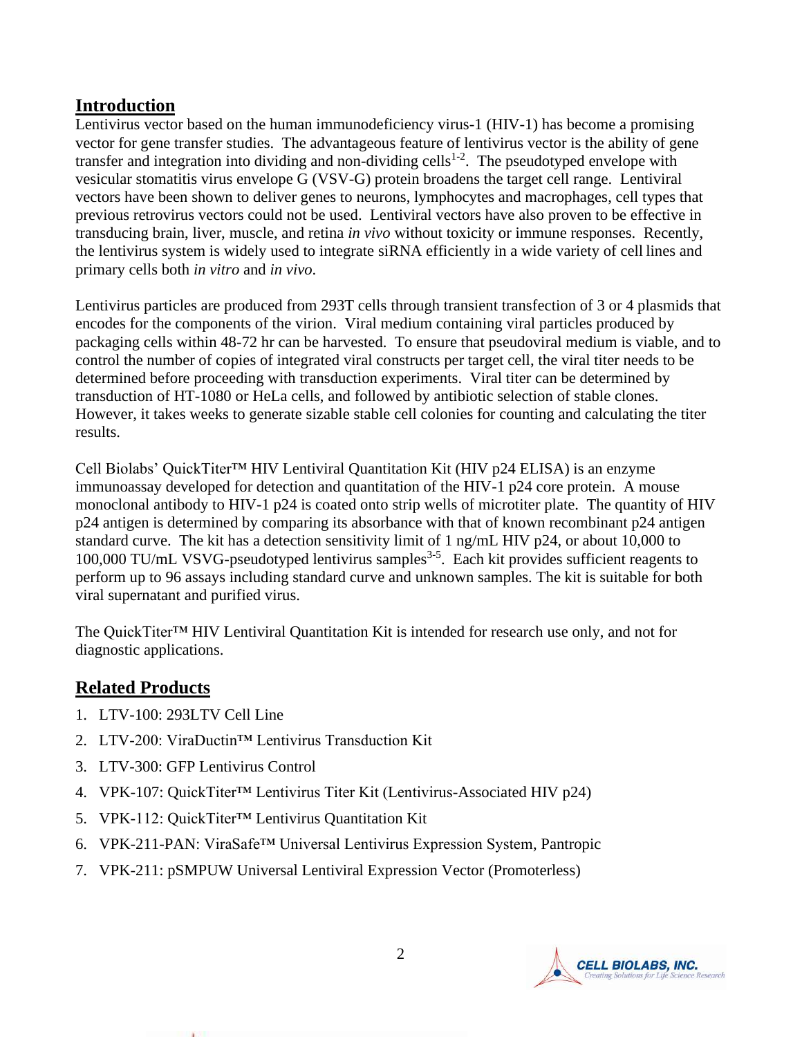## Introduction

Lentivirus vector based on the human immunodeficiency virus-1 (HIV-1) has become a promising vector for gene transfer studies. The advantageous feature of lentivirus vector is the ability of gene transfer and integration into dividing and non-dividing cells[1-2]. The pseudotyped envelope with vesicular stomatitis virus envelope G (VSV-G) protein broadens the target cell range. Lentiviral vectors have been shown to deliver genes to neurons, lymphocytes and macrophages, cell types that previous retrovirus vectors could not be used. Lentiviral vectors have also proven to be effective in transducing brain, liver, muscle, and retina *in vivo* without toxicity or immune responses. Recently, the lentivirus system is widely used to integrate siRNA efficiently in a wide variety of cell lines and primary cells both *in vitro* and *in vivo*.

Lentivirus particles are produced from 293T cells through transient transfection of 3 or 4 plasmids that encodes for the components of the virion. Viral medium containing viral particles produced by packaging cells within 48-72 hr can be harvested. To ensure that pseudoviral medium is viable, and to control the number of copies of integrated viral constructs per target cell, the viral titer needs to be determined before proceeding with transduction experiments. Viral titer can be determined by transduction of HT-1080 or HeLa cells, and followed by antibiotic selection of stable clones. However, it takes weeks to generate sizable stable cell colonies for counting and calculating the titer results.

Cell Biolabs' QuickTiter™ HIV Lentiviral Quantitation Kit (HIV p24 ELISA) is an enzyme immunoassay developed for detection and quantitation of the HIV-1 p24 core protein. A mouse monoclonal antibody to HIV-1 p24 is coated onto strip wells of microtiter plate. The quantity of HIV p24 antigen is determined by comparing its absorbance with that of known recombinant p24 antigen standard curve. The kit has a detection sensitivity limit of 1 ng/mL HIV p24, or about 10,000 to 100,000 TU/mL VSVG-pseudotyped lentivirus samples[3-5]. Each kit provides sufficient reagents to perform up to 96 assays including standard curve and unknown samples. The kit is suitable for both viral supernatant and purified virus.

The QuickTiter™ HIV Lentiviral Quantitation Kit is intended for research use only, and not for diagnostic applications.

## Related Products

1. LTV-100: 293LTV Cell Line
2. LTV-200: ViraDuctin™ Lentivirus Transduction Kit
3. LTV-300: GFP Lentivirus Control
4. VPK-107: QuickTiter™ Lentivirus Titer Kit (Lentivirus-Associated HIV p24)
5. VPK-112: QuickTiter™ Lentivirus Quantitation Kit
6. VPK-211-PAN: ViraSafe™ Universal Lentivirus Expression System, Pantropic
7. VPK-211: pSMPUW Universal Lentiviral Expression Vector (Promoterless)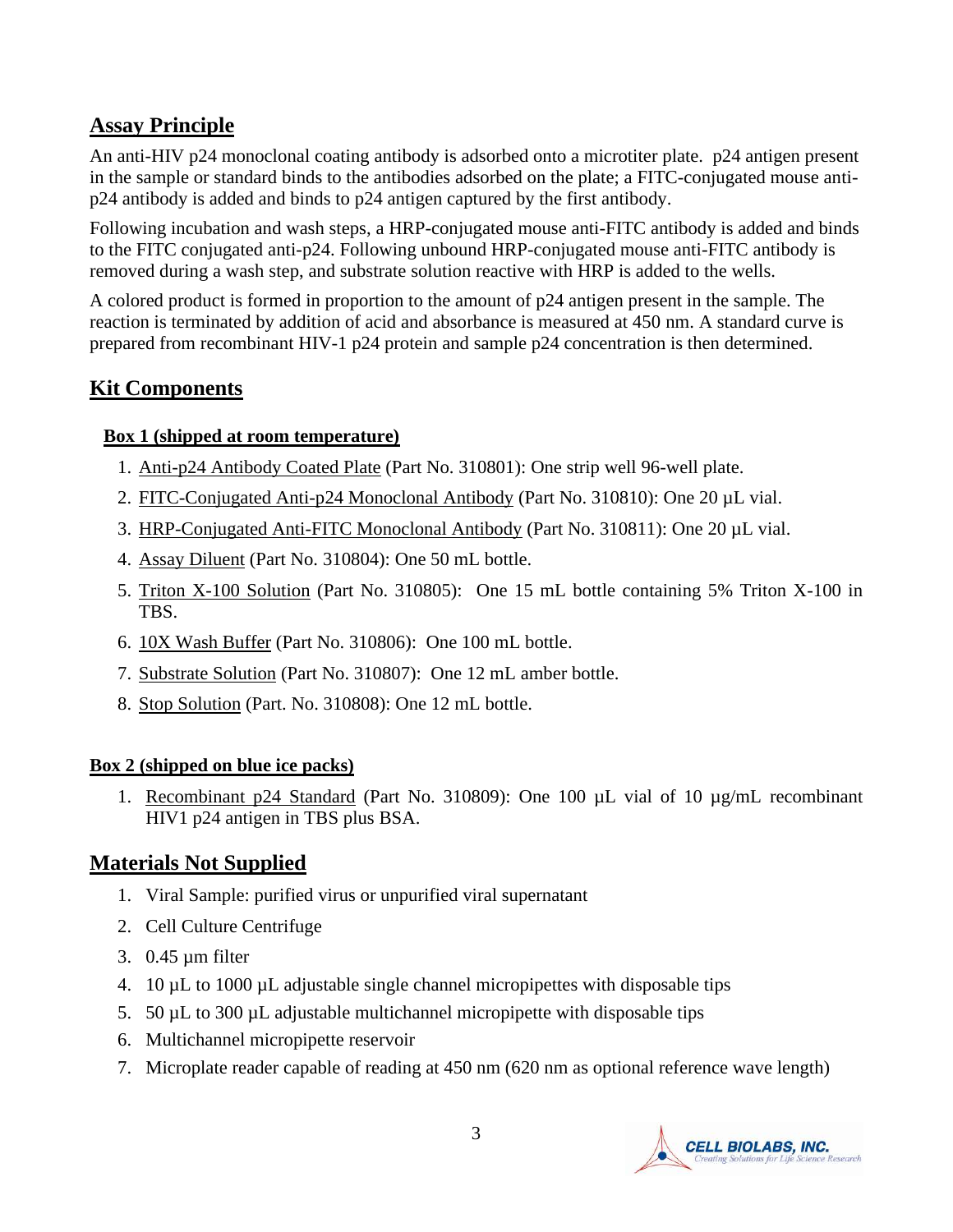## Assay Principle

An anti-HIV p24 monoclonal coating antibody is adsorbed onto a microtiter plate. p24 antigen present in the sample or standard binds to the antibodies adsorbed on the plate; a FITC-conjugated mouse anti-p24 antibody is added and binds to p24 antigen captured by the first antibody.

Following incubation and wash steps, a HRP-conjugated mouse anti-FITC antibody is added and binds to the FITC conjugated anti-p24. Following unbound HRP-conjugated mouse anti-FITC antibody is removed during a wash step, and substrate solution reactive with HRP is added to the wells.

A colored product is formed in proportion to the amount of p24 antigen present in the sample. The reaction is terminated by addition of acid and absorbance is measured at 450 nm. A standard curve is prepared from recombinant HIV-1 p24 protein and sample p24 concentration is then determined.

## Kit Components

**Box 1 (shipped at room temperature)**

1. Anti-p24 Antibody Coated Plate (Part No. 310801): One strip well 96-well plate.
2. FITC-Conjugated Anti-p24 Monoclonal Antibody (Part No. 310810): One 20 µL vial.
3. HRP-Conjugated Anti-FITC Monoclonal Antibody (Part No. 310811): One 20 µL vial.
4. Assay Diluent (Part No. 310804): One 50 mL bottle.
5. Triton X-100 Solution (Part No. 310805): One 15 mL bottle containing 5% Triton X-100 in TBS.
6. 10X Wash Buffer (Part No. 310806): One 100 mL bottle.
7. Substrate Solution (Part No. 310807): One 12 mL amber bottle.
8. Stop Solution (Part. No. 310808): One 12 mL bottle.

**Box 2 (shipped on blue ice packs)**

1. Recombinant p24 Standard (Part No. 310809): One 100 µL vial of 10 µg/mL recombinant HIV1 p24 antigen in TBS plus BSA.

## Materials Not Supplied

1. Viral Sample: purified virus or unpurified viral supernatant
2. Cell Culture Centrifuge
3. 0.45 µm filter
4. 10 µL to 1000 µL adjustable single channel micropipettes with disposable tips
5. 50 µL to 300 µL adjustable multichannel micropipette with disposable tips
6. Multichannel micropipette reservoir
7. Microplate reader capable of reading at 450 nm (620 nm as optional reference wave length)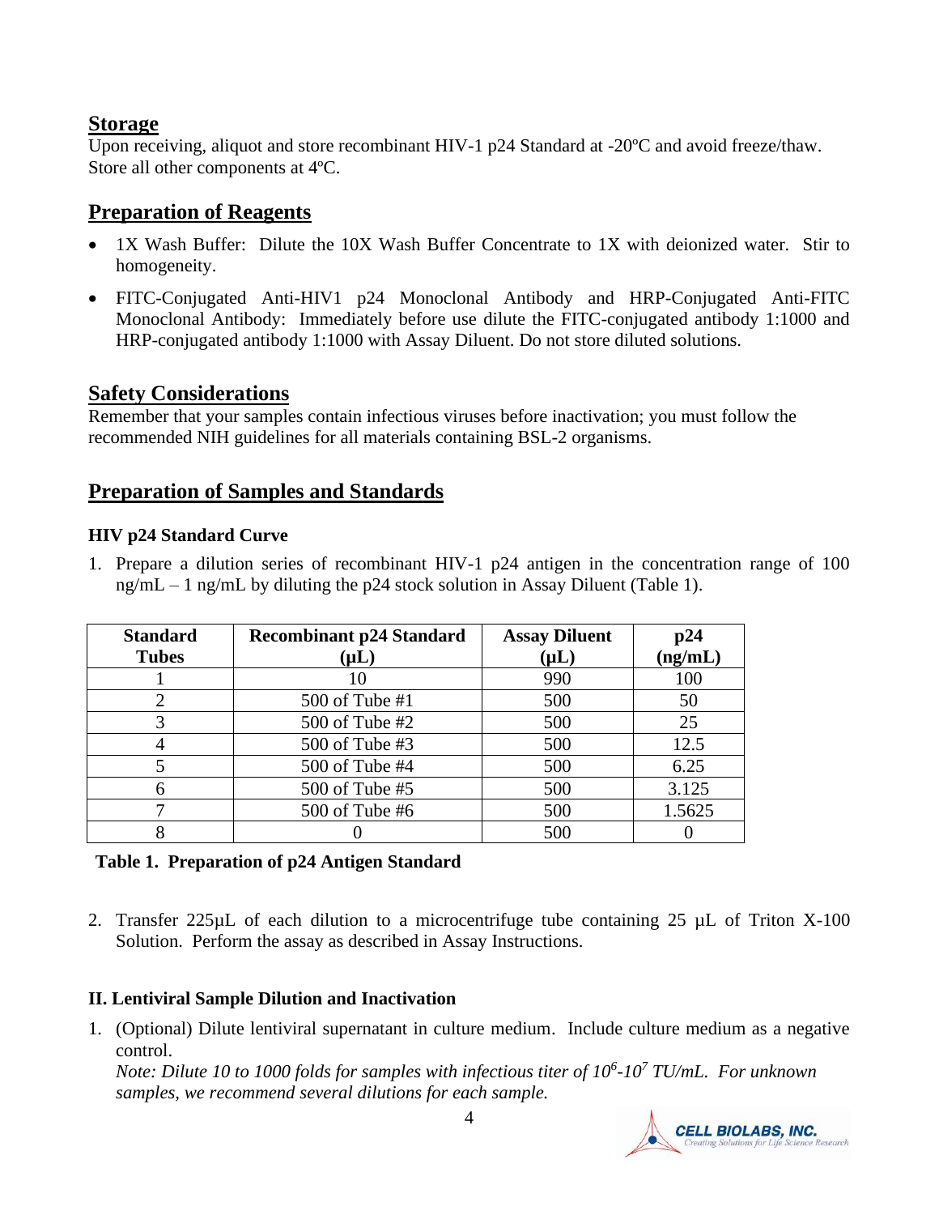## Storage

Upon receiving, aliquot and store recombinant HIV-1 p24 Standard at -20ºC and avoid freeze/thaw. Store all other components at 4ºC.

## Preparation of Reagents

- 1X Wash Buffer: Dilute the 10X Wash Buffer Concentrate to 1X with deionized water. Stir to homogeneity.
- FITC-Conjugated Anti-HIV1 p24 Monoclonal Antibody and HRP-Conjugated Anti-FITC Monoclonal Antibody: Immediately before use dilute the FITC-conjugated antibody 1:1000 and HRP-conjugated antibody 1:1000 with Assay Diluent. Do not store diluted solutions.

## Safety Considerations

Remember that your samples contain infectious viruses before inactivation; you must follow the recommended NIH guidelines for all materials containing BSL-2 organisms.

## Preparation of Samples and Standards

### HIV p24 Standard Curve

1. Prepare a dilution series of recombinant HIV-1 p24 antigen in the concentration range of 100 ng/mL – 1 ng/mL by diluting the p24 stock solution in Assay Diluent (Table 1).

| Standard Tubes | Recombinant p24 Standard (µL) | Assay Diluent (µL) | p24 (ng/mL) |
|---|---|---|---|
| 1 | 10 | 990 | 100 |
| 2 | 500 of Tube #1 | 500 | 50 |
| 3 | 500 of Tube #2 | 500 | 25 |
| 4 | 500 of Tube #3 | 500 | 12.5 |
| 5 | 500 of Tube #4 | 500 | 6.25 |
| 6 | 500 of Tube #5 | 500 | 3.125 |
| 7 | 500 of Tube #6 | 500 | 1.5625 |
| 8 | 0 | 500 | 0 |

**Table 1. Preparation of p24 Antigen Standard**

2. Transfer 225µL of each dilution to a microcentrifuge tube containing 25 µL of Triton X-100 Solution. Perform the assay as described in Assay Instructions.

### II. Lentiviral Sample Dilution and Inactivation

1. (Optional) Dilute lentiviral supernatant in culture medium. Include culture medium as a negative control.
   *Note: Dilute 10 to 1000 folds for samples with infectious titer of $10^6$-$10^7$ TU/mL. For unknown samples, we recommend several dilutions for each sample.*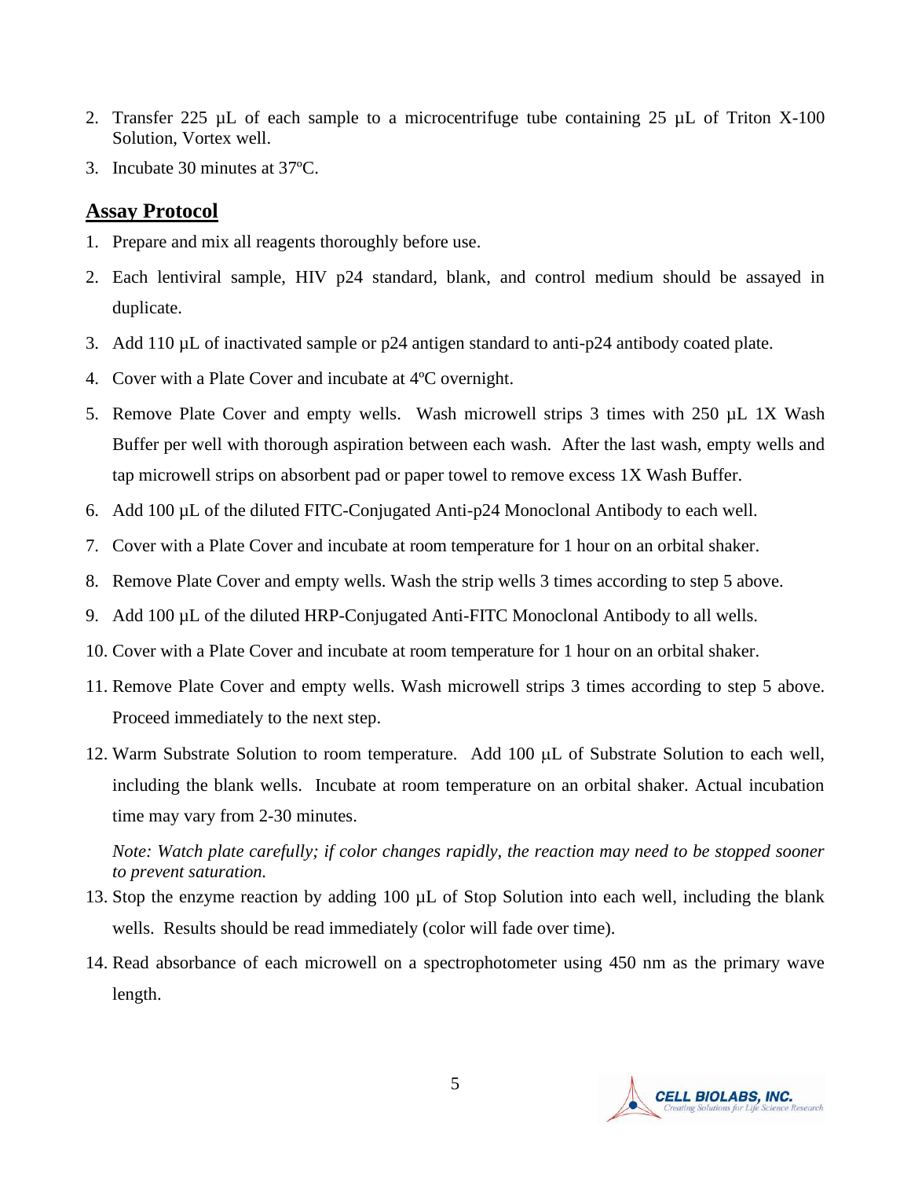2. Transfer 225 µL of each sample to a microcentrifuge tube containing 25 µL of Triton X-100 Solution, Vortex well.
3. Incubate 30 minutes at 37ºC.

## Assay Protocol

1. Prepare and mix all reagents thoroughly before use.
2. Each lentiviral sample, HIV p24 standard, blank, and control medium should be assayed in duplicate.
3. Add 110 µL of inactivated sample or p24 antigen standard to anti-p24 antibody coated plate.
4. Cover with a Plate Cover and incubate at 4ºC overnight.
5. Remove Plate Cover and empty wells. Wash microwell strips 3 times with 250 µL 1X Wash Buffer per well with thorough aspiration between each wash. After the last wash, empty wells and tap microwell strips on absorbent pad or paper towel to remove excess 1X Wash Buffer.
6. Add 100 µL of the diluted FITC-Conjugated Anti-p24 Monoclonal Antibody to each well.
7. Cover with a Plate Cover and incubate at room temperature for 1 hour on an orbital shaker.
8. Remove Plate Cover and empty wells. Wash the strip wells 3 times according to step 5 above.
9. Add 100 µL of the diluted HRP-Conjugated Anti-FITC Monoclonal Antibody to all wells.
10. Cover with a Plate Cover and incubate at room temperature for 1 hour on an orbital shaker.
11. Remove Plate Cover and empty wells. Wash microwell strips 3 times according to step 5 above. Proceed immediately to the next step.
12. Warm Substrate Solution to room temperature. Add 100 µL of Substrate Solution to each well, including the blank wells. Incubate at room temperature on an orbital shaker. Actual incubation time may vary from 2-30 minutes.

    *Note: Watch plate carefully; if color changes rapidly, the reaction may need to be stopped sooner to prevent saturation.*
13. Stop the enzyme reaction by adding 100 µL of Stop Solution into each well, including the blank wells. Results should be read immediately (color will fade over time).
14. Read absorbance of each microwell on a spectrophotometer using 450 nm as the primary wave length.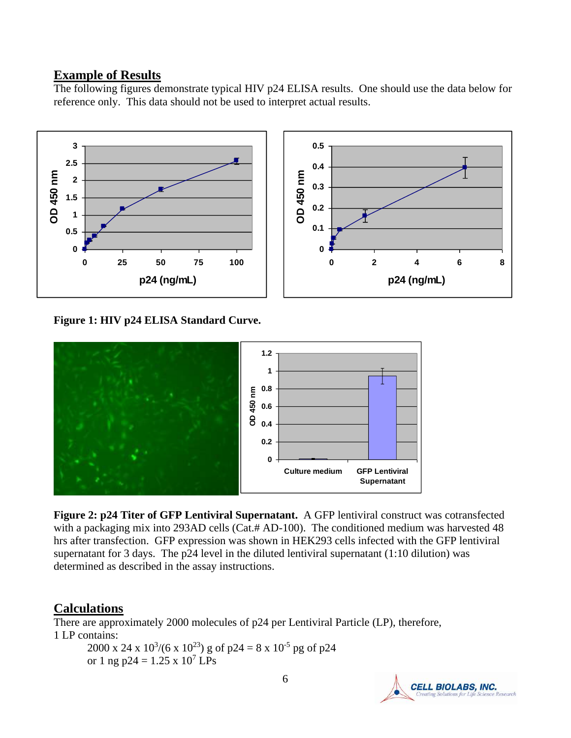## Example of Results

The following figures demonstrate typical HIV p24 ELISA results. One should use the data below for reference only. This data should not be used to interpret actual results.

**Figure 1: HIV p24 ELISA Standard Curve.**

**Figure 2: p24 Titer of GFP Lentiviral Supernatant.** A GFP lentiviral construct was cotransfected with a packaging mix into 293AD cells (Cat.# AD-100). The conditioned medium was harvested 48 hrs after transfection. GFP expression was shown in HEK293 cells infected with the GFP lentiviral supernatant for 3 days. The p24 level in the diluted lentiviral supernatant (1:10 dilution) was determined as described in the assay instructions.

## Calculations

There are approximately 2000 molecules of p24 per Lentiviral Particle (LP), therefore, 1 LP contains:

$2000 \times 24 \times 10^{3}/(6 \times 10^{23})$ g of p24 = $8 \times 10^{-5}$ pg of p24

or 1 ng p24 = $1.25 \times 10^{7}$ LPs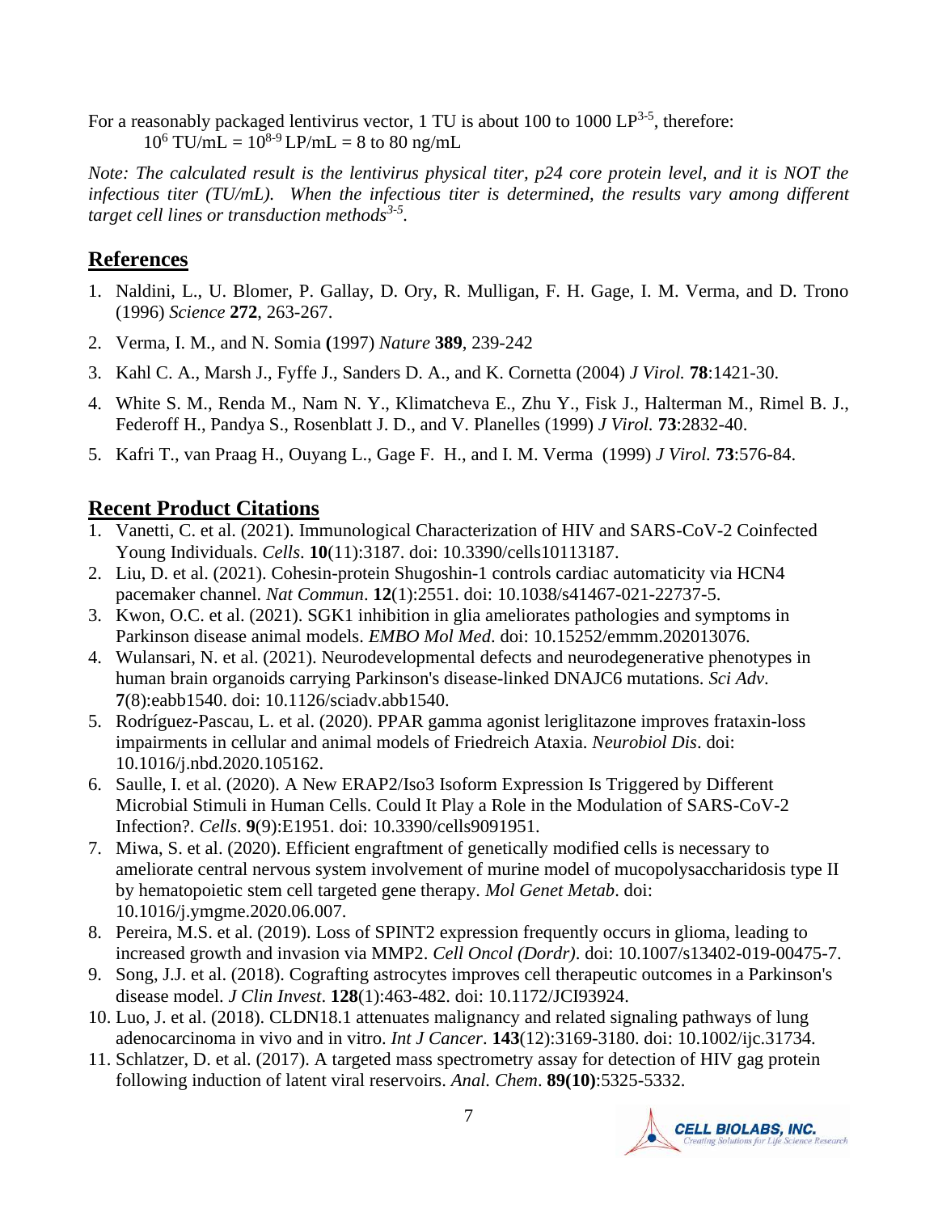For a reasonably packaged lentivirus vector, 1 TU is about 100 to 1000 LP[3-5], therefore:

$10^6$ TU/mL = $10^{8-9}$ LP/mL = 8 to 80 ng/mL

*Note: The calculated result is the lentivirus physical titer, p24 core protein level, and it is NOT the infectious titer (TU/mL). When the infectious titer is determined, the results vary among different target cell lines or transduction methods[3-5].*

## References

1. Naldini, L., U. Blomer, P. Gallay, D. Ory, R. Mulligan, F. H. Gage, I. M. Verma, and D. Trono (1996) *Science* **272**, 263-267.
2. Verma, I. M., and N. Somia **(**1997) *Nature* **389**, 239-242
3. Kahl C. A., Marsh J., Fyffe J., Sanders D. A., and K. Cornetta (2004) *J Virol.* **78**:1421-30.
4. White S. M., Renda M., Nam N. Y., Klimatcheva E., Zhu Y., Fisk J., Halterman M., Rimel B. J., Federoff H., Pandya S., Rosenblatt J. D., and V. Planelles (1999) *J Virol.* **73**:2832-40.
5. Kafri T., van Praag H., Ouyang L., Gage F. H., and I. M. Verma (1999) *J Virol.* **73**:576-84.

## Recent Product Citations

1. Vanetti, C. et al. (2021). Immunological Characterization of HIV and SARS-CoV-2 Coinfected Young Individuals. *Cells*. **10**(11):3187. doi: 10.3390/cells10113187.
2. Liu, D. et al. (2021). Cohesin-protein Shugoshin-1 controls cardiac automaticity via HCN4 pacemaker channel. *Nat Commun*. **12**(1):2551. doi: 10.1038/s41467-021-22737-5.
3. Kwon, O.C. et al. (2021). SGK1 inhibition in glia ameliorates pathologies and symptoms in Parkinson disease animal models. *EMBO Mol Med*. doi: 10.15252/emmm.202013076.
4. Wulansari, N. et al. (2021). Neurodevelopmental defects and neurodegenerative phenotypes in human brain organoids carrying Parkinson's disease-linked DNAJC6 mutations. *Sci Adv*. **7**(8):eabb1540. doi: 10.1126/sciadv.abb1540.
5. Rodríguez-Pascau, L. et al. (2020). PPAR gamma agonist leriglitazone improves frataxin-loss impairments in cellular and animal models of Friedreich Ataxia. *Neurobiol Dis*. doi: 10.1016/j.nbd.2020.105162.
6. Saulle, I. et al. (2020). A New ERAP2/Iso3 Isoform Expression Is Triggered by Different Microbial Stimuli in Human Cells. Could It Play a Role in the Modulation of SARS-CoV-2 Infection?. *Cells*. **9**(9):E1951. doi: 10.3390/cells9091951.
7. Miwa, S. et al. (2020). Efficient engraftment of genetically modified cells is necessary to ameliorate central nervous system involvement of murine model of mucopolysaccharidosis type II by hematopoietic stem cell targeted gene therapy. *Mol Genet Metab*. doi: 10.1016/j.ymgme.2020.06.007.
8. Pereira, M.S. et al. (2019). Loss of SPINT2 expression frequently occurs in glioma, leading to increased growth and invasion via MMP2. *Cell Oncol (Dordr)*. doi: 10.1007/s13402-019-00475-7.
9. Song, J.J. et al. (2018). Cografting astrocytes improves cell therapeutic outcomes in a Parkinson's disease model. *J Clin Invest*. **128**(1):463-482. doi: 10.1172/JCI93924.
10. Luo, J. et al. (2018). CLDN18.1 attenuates malignancy and related signaling pathways of lung adenocarcinoma in vivo and in vitro. *Int J Cancer*. **143**(12):3169-3180. doi: 10.1002/ijc.31734.
11. Schlatzer, D. et al. (2017). A targeted mass spectrometry assay for detection of HIV gag protein following induction of latent viral reservoirs. *Anal. Chem*. **89(10)**:5325-5332.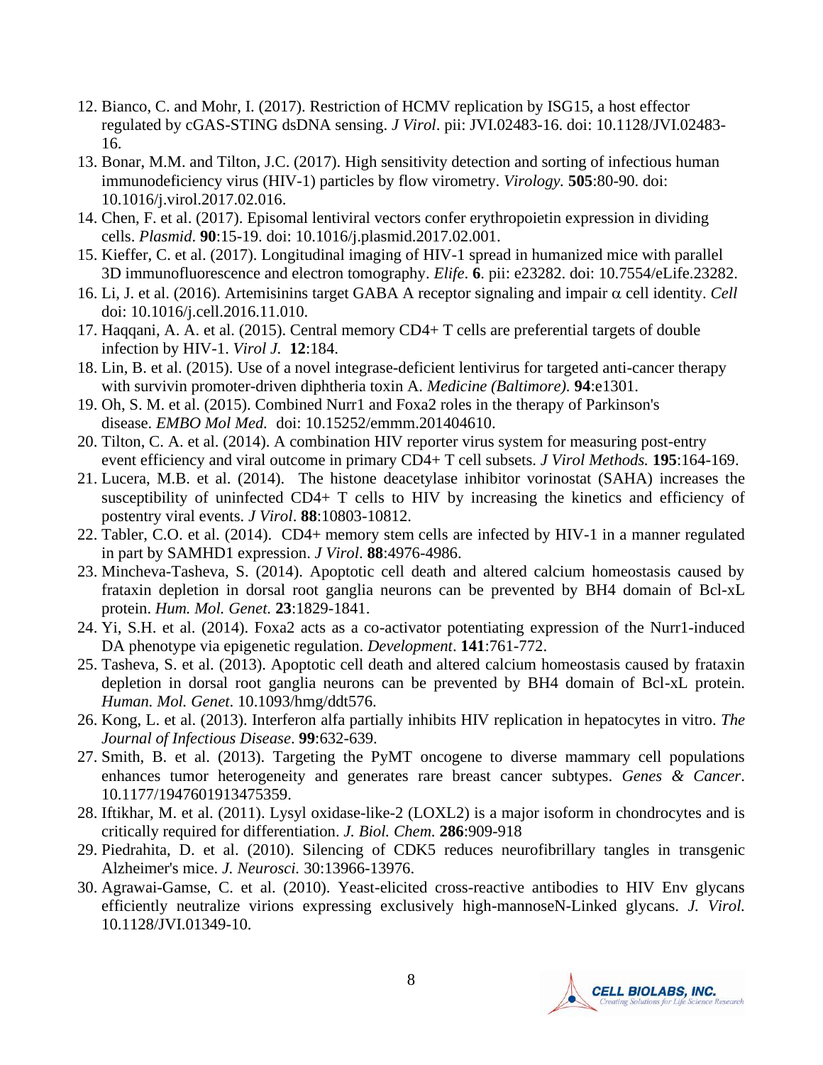12. Bianco, C. and Mohr, I. (2017). Restriction of HCMV replication by ISG15, a host effector regulated by cGAS-STING dsDNA sensing. *J Virol*. pii: JVI.02483-16. doi: 10.1128/JVI.02483-16.
13. Bonar, M.M. and Tilton, J.C. (2017). High sensitivity detection and sorting of infectious human immunodeficiency virus (HIV-1) particles by flow virometry. *Virology.* **505**:80-90. doi: 10.1016/j.virol.2017.02.016.
14. Chen, F. et al. (2017). Episomal lentiviral vectors confer erythropoietin expression in dividing cells. *Plasmid*. **90**:15-19. doi: 10.1016/j.plasmid.2017.02.001.
15. Kieffer, C. et al. (2017). Longitudinal imaging of HIV-1 spread in humanized mice with parallel 3D immunofluorescence and electron tomography. *Elife*. **6**. pii: e23282. doi: 10.7554/eLife.23282.
16. Li, J. et al. (2016). Artemisinins target GABA A receptor signaling and impair α cell identity. *Cell* doi: 10.1016/j.cell.2016.11.010.
17. Haqqani, A. A. et al. (2015). Central memory CD4+ T cells are preferential targets of double infection by HIV-1. *Virol J.* **12**:184.
18. Lin, B. et al. (2015). Use of a novel integrase-deficient lentivirus for targeted anti-cancer therapy with survivin promoter-driven diphtheria toxin A. *Medicine (Baltimore)*. **94**:e1301.
19. Oh, S. M. et al. (2015). Combined Nurr1 and Foxa2 roles in the therapy of Parkinson's disease. *EMBO Mol Med.* doi: 10.15252/emmm.201404610.
20. Tilton, C. A. et al. (2014). A combination HIV reporter virus system for measuring post-entry event efficiency and viral outcome in primary CD4+ T cell subsets. *J Virol Methods.* **195**:164-169.
21. Lucera, M.B. et al. (2014). The histone deacetylase inhibitor vorinostat (SAHA) increases the susceptibility of uninfected CD4+ T cells to HIV by increasing the kinetics and efficiency of postentry viral events. *J Virol*. **88**:10803-10812.
22. Tabler, C.O. et al. (2014). CD4+ memory stem cells are infected by HIV-1 in a manner regulated in part by SAMHD1 expression. *J Virol*. **88**:4976-4986.
23. Mincheva-Tasheva, S. (2014). Apoptotic cell death and altered calcium homeostasis caused by frataxin depletion in dorsal root ganglia neurons can be prevented by BH4 domain of Bcl-xL protein. *Hum. Mol. Genet.* **23**:1829-1841.
24. Yi, S.H. et al. (2014). Foxa2 acts as a co-activator potentiating expression of the Nurr1-induced DA phenotype via epigenetic regulation. *Development*. **141**:761-772.
25. Tasheva, S. et al. (2013). Apoptotic cell death and altered calcium homeostasis caused by frataxin depletion in dorsal root ganglia neurons can be prevented by BH4 domain of Bcl-xL protein. *Human. Mol. Genet.* 10.1093/hmg/ddt576.
26. Kong, L. et al. (2013). Interferon alfa partially inhibits HIV replication in hepatocytes in vitro. *The Journal of Infectious Disease*. **99**:632-639.
27. Smith, B. et al. (2013). Targeting the PyMT oncogene to diverse mammary cell populations enhances tumor heterogeneity and generates rare breast cancer subtypes. *Genes & Cancer*. 10.1177/1947601913475359.
28. Iftikhar, M. et al. (2011). Lysyl oxidase-like-2 (LOXL2) is a major isoform in chondrocytes and is critically required for differentiation. *J. Biol. Chem.* **286**:909-918
29. Piedrahita, D. et al. (2010). Silencing of CDK5 reduces neurofibrillary tangles in transgenic Alzheimer's mice. *J. Neurosci.* 30:13966-13976.
30. Agrawai-Gamse, C. et al. (2010). Yeast-elicited cross-reactive antibodies to HIV Env glycans efficiently neutralize virions expressing exclusively high-mannoseN-Linked glycans. *J. Virol.* 10.1128/JVI.01349-10.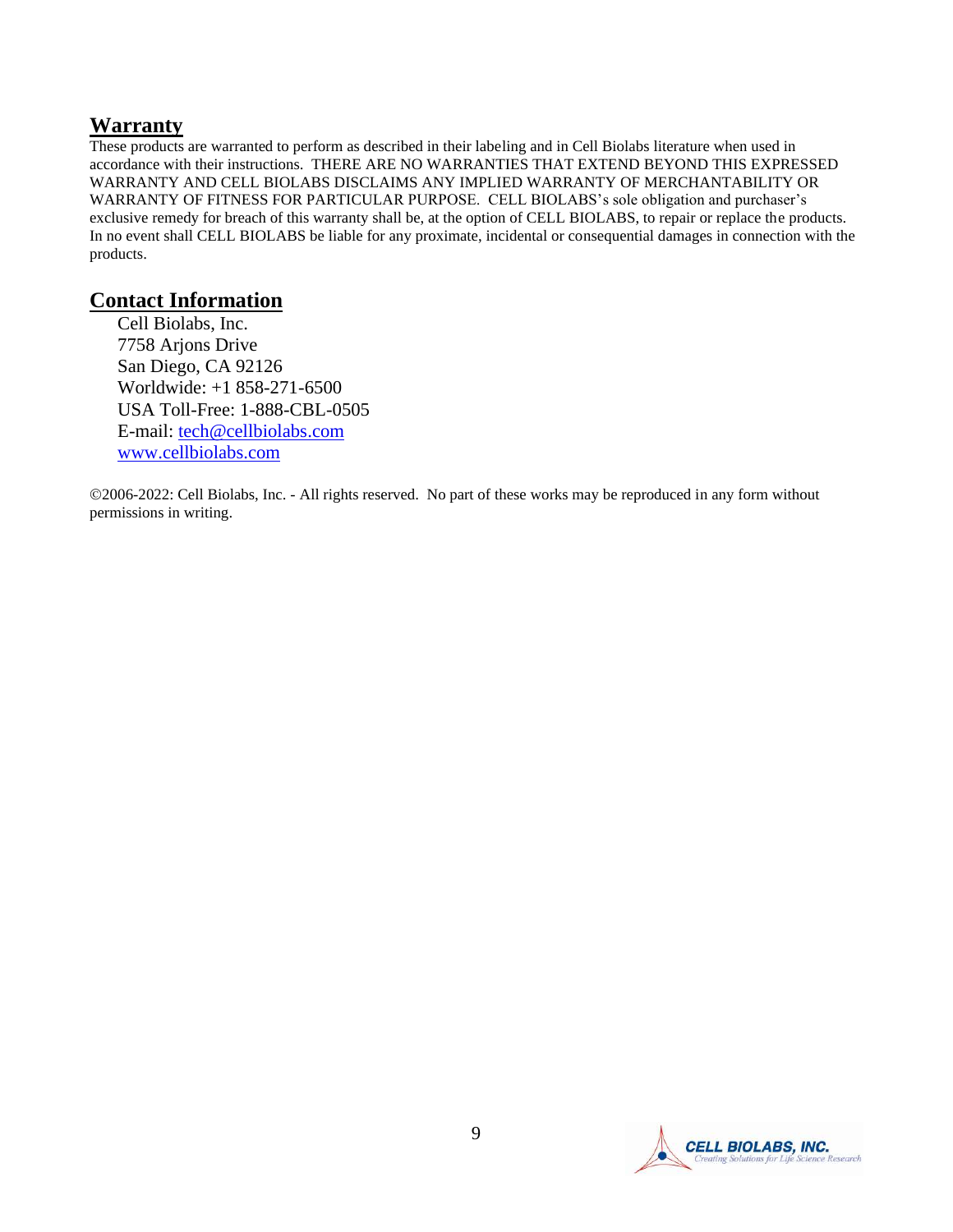## Warranty

These products are warranted to perform as described in their labeling and in Cell Biolabs literature when used in accordance with their instructions. THERE ARE NO WARRANTIES THAT EXTEND BEYOND THIS EXPRESSED WARRANTY AND CELL BIOLABS DISCLAIMS ANY IMPLIED WARRANTY OF MERCHANTABILITY OR WARRANTY OF FITNESS FOR PARTICULAR PURPOSE. CELL BIOLABS's sole obligation and purchaser's exclusive remedy for breach of this warranty shall be, at the option of CELL BIOLABS, to repair or replace the products. In no event shall CELL BIOLABS be liable for any proximate, incidental or consequential damages in connection with the products.

## Contact Information

Cell Biolabs, Inc.
7758 Arjons Drive
San Diego, CA 92126
Worldwide: +1 858-271-6500
USA Toll-Free: 1-888-CBL-0505
E-mail: tech@cellbiolabs.com
www.cellbiolabs.com

©2006-2022: Cell Biolabs, Inc. - All rights reserved. No part of these works may be reproduced in any form without permissions in writing.